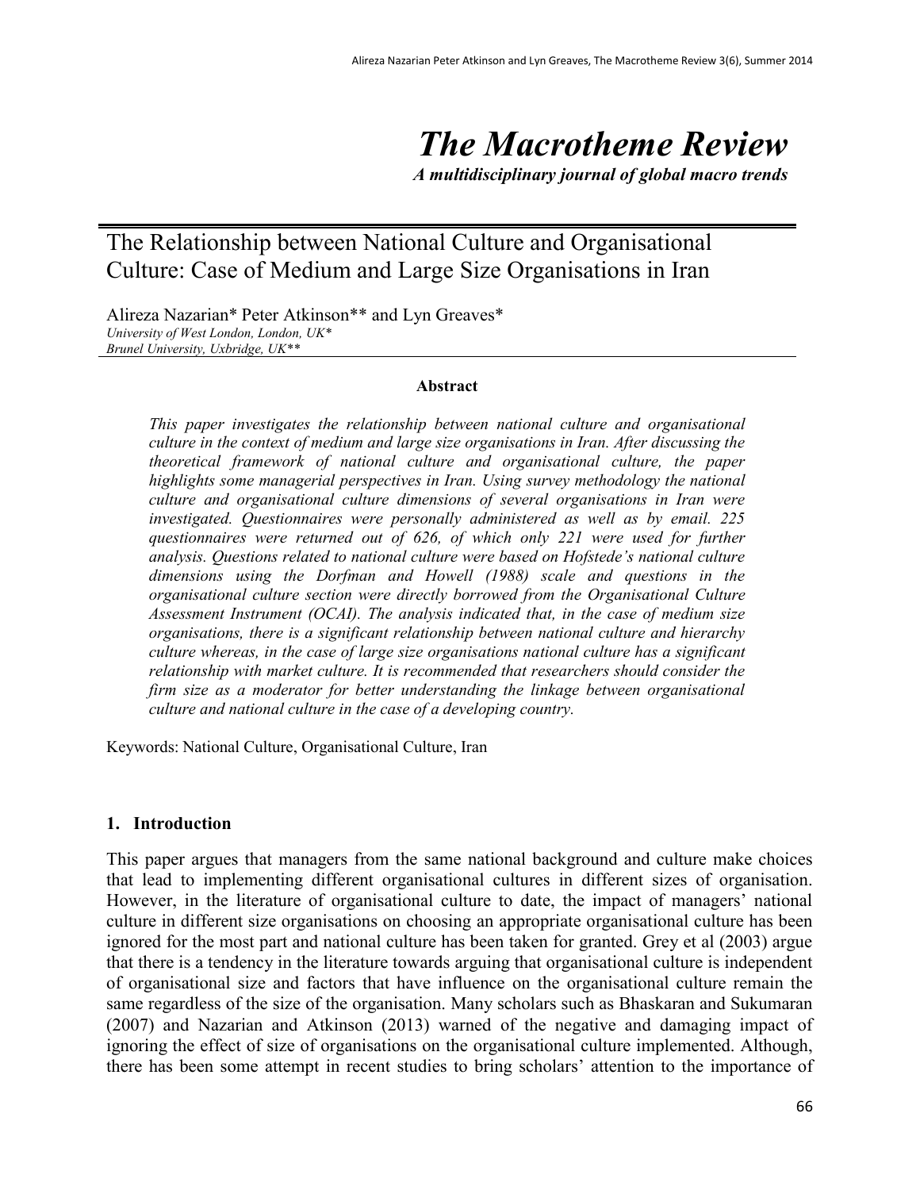# The Macrotheme Review

*A multidisciplinary journal of global macro trends*

## The Relationship between National Culture and Organisational Culture: Case of Medium and Large Size Organisations in Iran

Alireza Nazarian* Peter Atkinson** and Lyn Greaves*

*University of West London, London, UK**
*Brunel University, Uxbridge, UK***

### Abstract

*This paper investigates the relationship between national culture and organisational culture in the context of medium and large size organisations in Iran. After discussing the theoretical framework of national culture and organisational culture, the paper highlights some managerial perspectives in Iran. Using survey methodology the national culture and organisational culture dimensions of several organisations in Iran were investigated. Questionnaires were personally administered as well as by email. 225 questionnaires were returned out of 626, of which only 221 were used for further analysis. Questions related to national culture were based on Hofstede's national culture dimensions using the Dorfman and Howell (1988) scale and questions in the organisational culture section were directly borrowed from the Organisational Culture Assessment Instrument (OCAI). The analysis indicated that, in the case of medium size organisations, there is a significant relationship between national culture and hierarchy culture whereas, in the case of large size organisations national culture has a significant relationship with market culture. It is recommended that researchers should consider the firm size as a moderator for better understanding the linkage between organisational culture and national culture in the case of a developing country.*

Keywords: National Culture, Organisational Culture, Iran

## 1. Introduction

This paper argues that managers from the same national background and culture make choices that lead to implementing different organisational cultures in different sizes of organisation. However, in the literature of organisational culture to date, the impact of managers' national culture in different size organisations on choosing an appropriate organisational culture has been ignored for the most part and national culture has been taken for granted. Grey et al (2003) argue that there is a tendency in the literature towards arguing that organisational culture is independent of organisational size and factors that have influence on the organisational culture remain the same regardless of the size of the organisation. Many scholars such as Bhaskaran and Sukumaran (2007) and Nazarian and Atkinson (2013) warned of the negative and damaging impact of ignoring the effect of size of organisations on the organisational culture implemented. Although, there has been some attempt in recent studies to bring scholars' attention to the importance of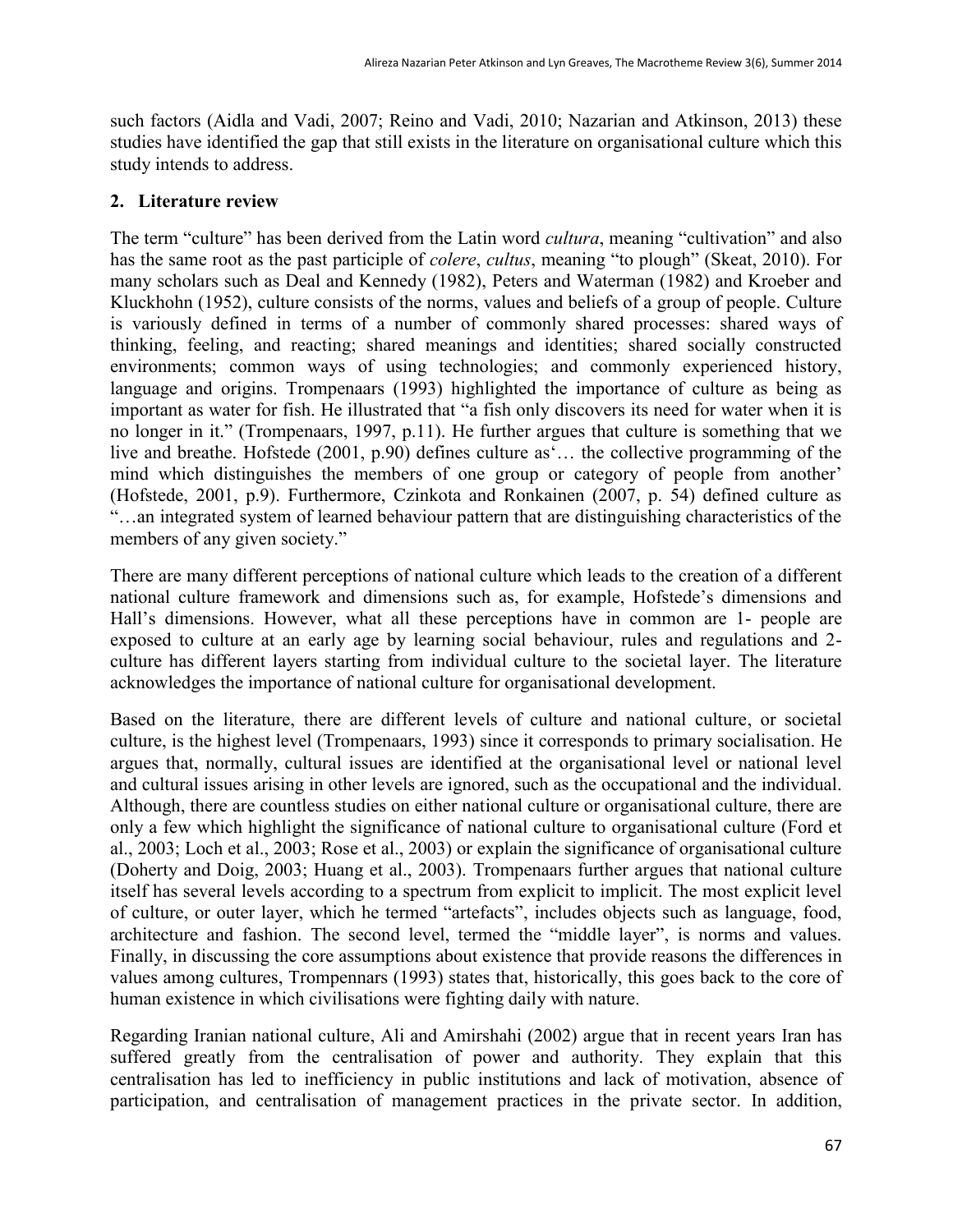such factors (Aidla and Vadi, 2007; Reino and Vadi, 2010; Nazarian and Atkinson, 2013) these studies have identified the gap that still exists in the literature on organisational culture which this study intends to address.

## 2. Literature review

The term "culture" has been derived from the Latin word *cultura*, meaning "cultivation" and also has the same root as the past participle of *colere*, *cultus*, meaning "to plough" (Skeat, 2010). For many scholars such as Deal and Kennedy (1982), Peters and Waterman (1982) and Kroeber and Kluckhohn (1952), culture consists of the norms, values and beliefs of a group of people. Culture is variously defined in terms of a number of commonly shared processes: shared ways of thinking, feeling, and reacting; shared meanings and identities; shared socially constructed environments; common ways of using technologies; and commonly experienced history, language and origins. Trompenaars (1993) highlighted the importance of culture as being as important as water for fish. He illustrated that "a fish only discovers its need for water when it is no longer in it." (Trompenaars, 1997, p.11). He further argues that culture is something that we live and breathe. Hofstede (2001, p.90) defines culture as'… the collective programming of the mind which distinguishes the members of one group or category of people from another' (Hofstede, 2001, p.9). Furthermore, Czinkota and Ronkainen (2007, p. 54) defined culture as "…an integrated system of learned behaviour pattern that are distinguishing characteristics of the members of any given society."

There are many different perceptions of national culture which leads to the creation of a different national culture framework and dimensions such as, for example, Hofstede's dimensions and Hall's dimensions. However, what all these perceptions have in common are 1- people are exposed to culture at an early age by learning social behaviour, rules and regulations and 2- culture has different layers starting from individual culture to the societal layer. The literature acknowledges the importance of national culture for organisational development.

Based on the literature, there are different levels of culture and national culture, or societal culture, is the highest level (Trompenaars, 1993) since it corresponds to primary socialisation. He argues that, normally, cultural issues are identified at the organisational level or national level and cultural issues arising in other levels are ignored, such as the occupational and the individual. Although, there are countless studies on either national culture or organisational culture, there are only a few which highlight the significance of national culture to organisational culture (Ford et al., 2003; Loch et al., 2003; Rose et al., 2003) or explain the significance of organisational culture (Doherty and Doig, 2003; Huang et al., 2003). Trompenaars further argues that national culture itself has several levels according to a spectrum from explicit to implicit. The most explicit level of culture, or outer layer, which he termed "artefacts", includes objects such as language, food, architecture and fashion. The second level, termed the "middle layer", is norms and values. Finally, in discussing the core assumptions about existence that provide reasons the differences in values among cultures, Trompennars (1993) states that, historically, this goes back to the core of human existence in which civilisations were fighting daily with nature.

Regarding Iranian national culture, Ali and Amirshahi (2002) argue that in recent years Iran has suffered greatly from the centralisation of power and authority. They explain that this centralisation has led to inefficiency in public institutions and lack of motivation, absence of participation, and centralisation of management practices in the private sector. In addition,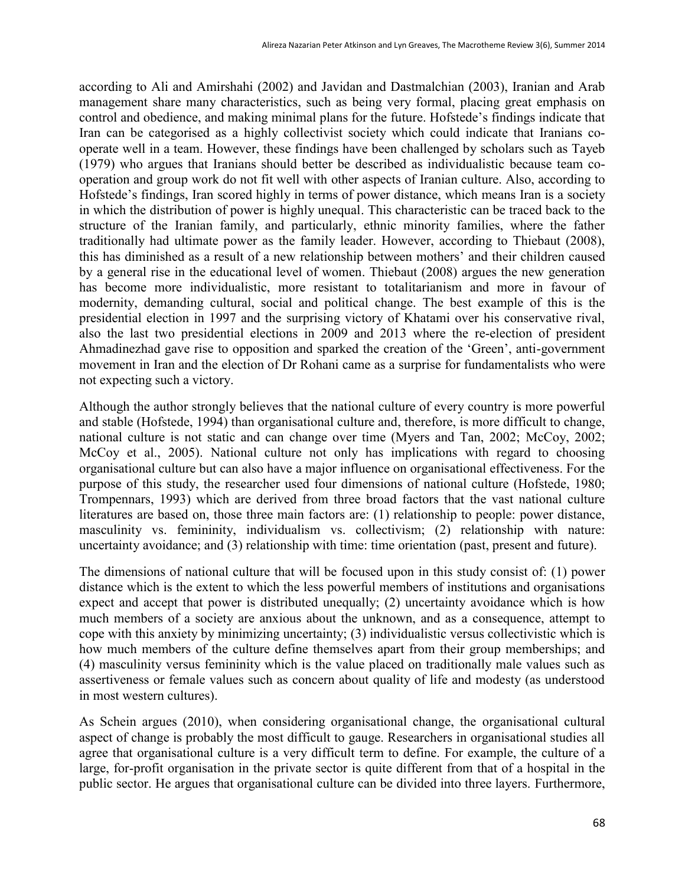according to Ali and Amirshahi (2002) and Javidan and Dastmalchian (2003), Iranian and Arab management share many characteristics, such as being very formal, placing great emphasis on control and obedience, and making minimal plans for the future. Hofstede's findings indicate that Iran can be categorised as a highly collectivist society which could indicate that Iranians co-operate well in a team. However, these findings have been challenged by scholars such as Tayeb (1979) who argues that Iranians should better be described as individualistic because team co-operation and group work do not fit well with other aspects of Iranian culture. Also, according to Hofstede's findings, Iran scored highly in terms of power distance, which means Iran is a society in which the distribution of power is highly unequal. This characteristic can be traced back to the structure of the Iranian family, and particularly, ethnic minority families, where the father traditionally had ultimate power as the family leader. However, according to Thiebaut (2008), this has diminished as a result of a new relationship between mothers' and their children caused by a general rise in the educational level of women. Thiebaut (2008) argues the new generation has become more individualistic, more resistant to totalitarianism and more in favour of modernity, demanding cultural, social and political change. The best example of this is the presidential election in 1997 and the surprising victory of Khatami over his conservative rival, also the last two presidential elections in 2009 and 2013 where the re-election of president Ahmadinezhad gave rise to opposition and sparked the creation of the 'Green', anti-government movement in Iran and the election of Dr Rohani came as a surprise for fundamentalists who were not expecting such a victory.

Although the author strongly believes that the national culture of every country is more powerful and stable (Hofstede, 1994) than organisational culture and, therefore, is more difficult to change, national culture is not static and can change over time (Myers and Tan, 2002; McCoy, 2002; McCoy et al., 2005). National culture not only has implications with regard to choosing organisational culture but can also have a major influence on organisational effectiveness. For the purpose of this study, the researcher used four dimensions of national culture (Hofstede, 1980; Trompennars, 1993) which are derived from three broad factors that the vast national culture literatures are based on, those three main factors are: (1) relationship to people: power distance, masculinity vs. femininity, individualism vs. collectivism; (2) relationship with nature: uncertainty avoidance; and (3) relationship with time: time orientation (past, present and future).

The dimensions of national culture that will be focused upon in this study consist of: (1) power distance which is the extent to which the less powerful members of institutions and organisations expect and accept that power is distributed unequally; (2) uncertainty avoidance which is how much members of a society are anxious about the unknown, and as a consequence, attempt to cope with this anxiety by minimizing uncertainty; (3) individualistic versus collectivistic which is how much members of the culture define themselves apart from their group memberships; and (4) masculinity versus femininity which is the value placed on traditionally male values such as assertiveness or female values such as concern about quality of life and modesty (as understood in most western cultures).

As Schein argues (2010), when considering organisational change, the organisational cultural aspect of change is probably the most difficult to gauge. Researchers in organisational studies all agree that organisational culture is a very difficult term to define. For example, the culture of a large, for-profit organisation in the private sector is quite different from that of a hospital in the public sector. He argues that organisational culture can be divided into three layers. Furthermore,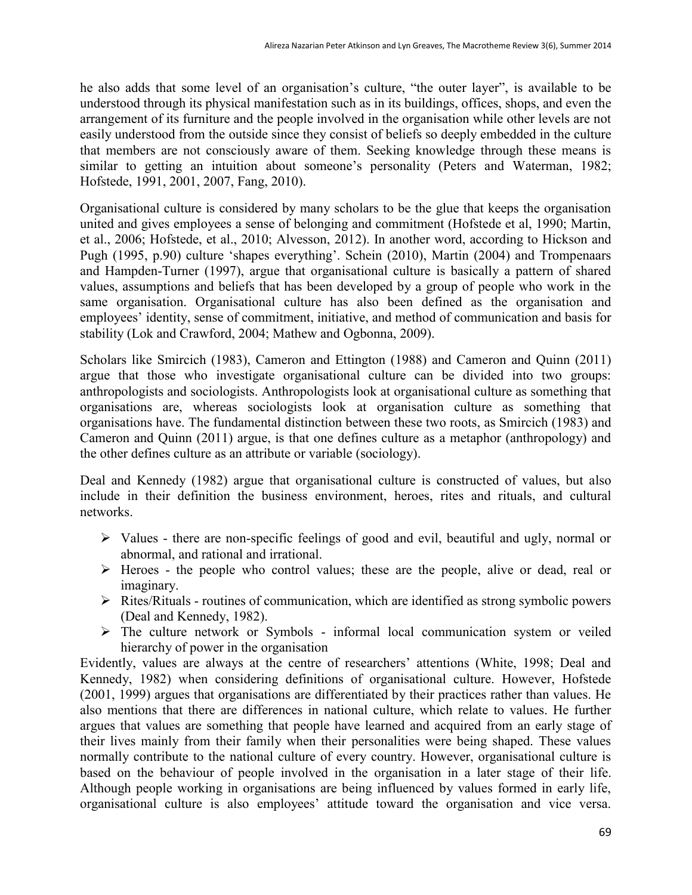he also adds that some level of an organisation's culture, "the outer layer", is available to be understood through its physical manifestation such as in its buildings, offices, shops, and even the arrangement of its furniture and the people involved in the organisation while other levels are not easily understood from the outside since they consist of beliefs so deeply embedded in the culture that members are not consciously aware of them. Seeking knowledge through these means is similar to getting an intuition about someone's personality (Peters and Waterman, 1982; Hofstede, 1991, 2001, 2007, Fang, 2010).

Organisational culture is considered by many scholars to be the glue that keeps the organisation united and gives employees a sense of belonging and commitment (Hofstede et al, 1990; Martin, et al., 2006; Hofstede, et al., 2010; Alvesson, 2012). In another word, according to Hickson and Pugh (1995, p.90) culture 'shapes everything'. Schein (2010), Martin (2004) and Trompenaars and Hampden-Turner (1997), argue that organisational culture is basically a pattern of shared values, assumptions and beliefs that has been developed by a group of people who work in the same organisation. Organisational culture has also been defined as the organisation and employees' identity, sense of commitment, initiative, and method of communication and basis for stability (Lok and Crawford, 2004; Mathew and Ogbonna, 2009).

Scholars like Smircich (1983), Cameron and Ettington (1988) and Cameron and Quinn (2011) argue that those who investigate organisational culture can be divided into two groups: anthropologists and sociologists. Anthropologists look at organisational culture as something that organisations are, whereas sociologists look at organisation culture as something that organisations have. The fundamental distinction between these two roots, as Smircich (1983) and Cameron and Quinn (2011) argue, is that one defines culture as a metaphor (anthropology) and the other defines culture as an attribute or variable (sociology).

Deal and Kennedy (1982) argue that organisational culture is constructed of values, but also include in their definition the business environment, heroes, rites and rituals, and cultural networks.

- Values - there are non-specific feelings of good and evil, beautiful and ugly, normal or abnormal, and rational and irrational.
- Heroes - the people who control values; these are the people, alive or dead, real or imaginary.
- Rites/Rituals - routines of communication, which are identified as strong symbolic powers (Deal and Kennedy, 1982).
- The culture network or Symbols - informal local communication system or veiled hierarchy of power in the organisation

Evidently, values are always at the centre of researchers' attentions (White, 1998; Deal and Kennedy, 1982) when considering definitions of organisational culture. However, Hofstede (2001, 1999) argues that organisations are differentiated by their practices rather than values. He also mentions that there are differences in national culture, which relate to values. He further argues that values are something that people have learned and acquired from an early stage of their lives mainly from their family when their personalities were being shaped. These values normally contribute to the national culture of every country. However, organisational culture is based on the behaviour of people involved in the organisation in a later stage of their life. Although people working in organisations are being influenced by values formed in early life, organisational culture is also employees' attitude toward the organisation and vice versa.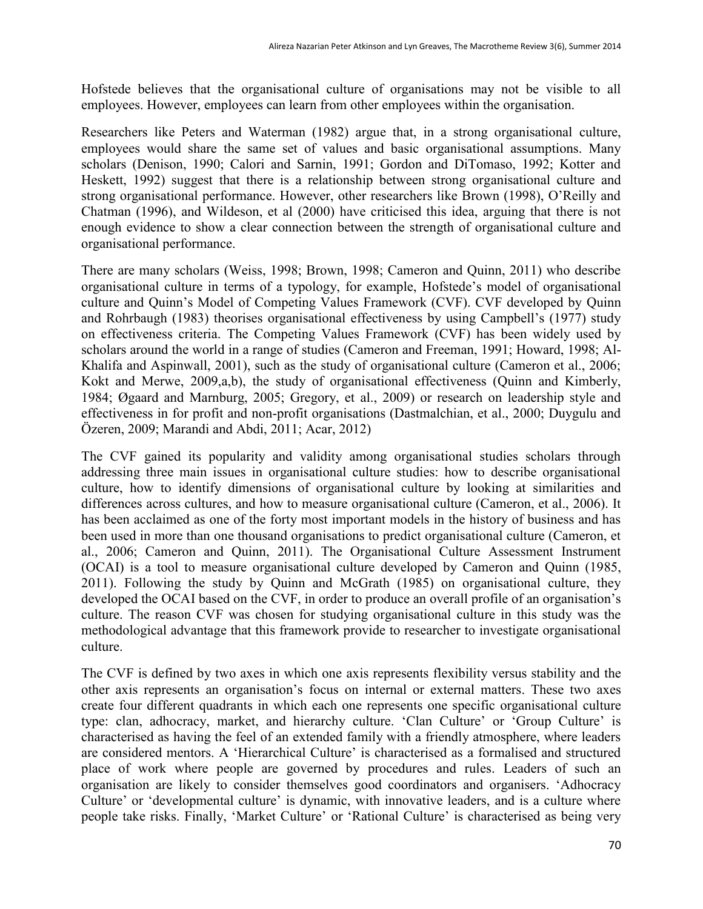Hofstede believes that the organisational culture of organisations may not be visible to all employees. However, employees can learn from other employees within the organisation.

Researchers like Peters and Waterman (1982) argue that, in a strong organisational culture, employees would share the same set of values and basic organisational assumptions. Many scholars (Denison, 1990; Calori and Sarnin, 1991; Gordon and DiTomaso, 1992; Kotter and Heskett, 1992) suggest that there is a relationship between strong organisational culture and strong organisational performance. However, other researchers like Brown (1998), O'Reilly and Chatman (1996), and Wildeson, et al (2000) have criticised this idea, arguing that there is not enough evidence to show a clear connection between the strength of organisational culture and organisational performance.

There are many scholars (Weiss, 1998; Brown, 1998; Cameron and Quinn, 2011) who describe organisational culture in terms of a typology, for example, Hofstede's model of organisational culture and Quinn's Model of Competing Values Framework (CVF). CVF developed by Quinn and Rohrbaugh (1983) theorises organisational effectiveness by using Campbell's (1977) study on effectiveness criteria. The Competing Values Framework (CVF) has been widely used by scholars around the world in a range of studies (Cameron and Freeman, 1991; Howard, 1998; Al-Khalifa and Aspinwall, 2001), such as the study of organisational culture (Cameron et al., 2006; Kokt and Merwe, 2009,a,b), the study of organisational effectiveness (Quinn and Kimberly, 1984; Øgaard and Marnburg, 2005; Gregory, et al., 2009) or research on leadership style and effectiveness in for profit and non-profit organisations (Dastmalchian, et al., 2000; Duygulu and Özeren, 2009; Marandi and Abdi, 2011; Acar, 2012)

The CVF gained its popularity and validity among organisational studies scholars through addressing three main issues in organisational culture studies: how to describe organisational culture, how to identify dimensions of organisational culture by looking at similarities and differences across cultures, and how to measure organisational culture (Cameron, et al., 2006). It has been acclaimed as one of the forty most important models in the history of business and has been used in more than one thousand organisations to predict organisational culture (Cameron, et al., 2006; Cameron and Quinn, 2011). The Organisational Culture Assessment Instrument (OCAI) is a tool to measure organisational culture developed by Cameron and Quinn (1985, 2011). Following the study by Quinn and McGrath (1985) on organisational culture, they developed the OCAI based on the CVF, in order to produce an overall profile of an organisation's culture. The reason CVF was chosen for studying organisational culture in this study was the methodological advantage that this framework provide to researcher to investigate organisational culture.

The CVF is defined by two axes in which one axis represents flexibility versus stability and the other axis represents an organisation's focus on internal or external matters. These two axes create four different quadrants in which each one represents one specific organisational culture type: clan, adhocracy, market, and hierarchy culture. 'Clan Culture' or 'Group Culture' is characterised as having the feel of an extended family with a friendly atmosphere, where leaders are considered mentors. A 'Hierarchical Culture' is characterised as a formalised and structured place of work where people are governed by procedures and rules. Leaders of such an organisation are likely to consider themselves good coordinators and organisers. 'Adhocracy Culture' or 'developmental culture' is dynamic, with innovative leaders, and is a culture where people take risks. Finally, 'Market Culture' or 'Rational Culture' is characterised as being very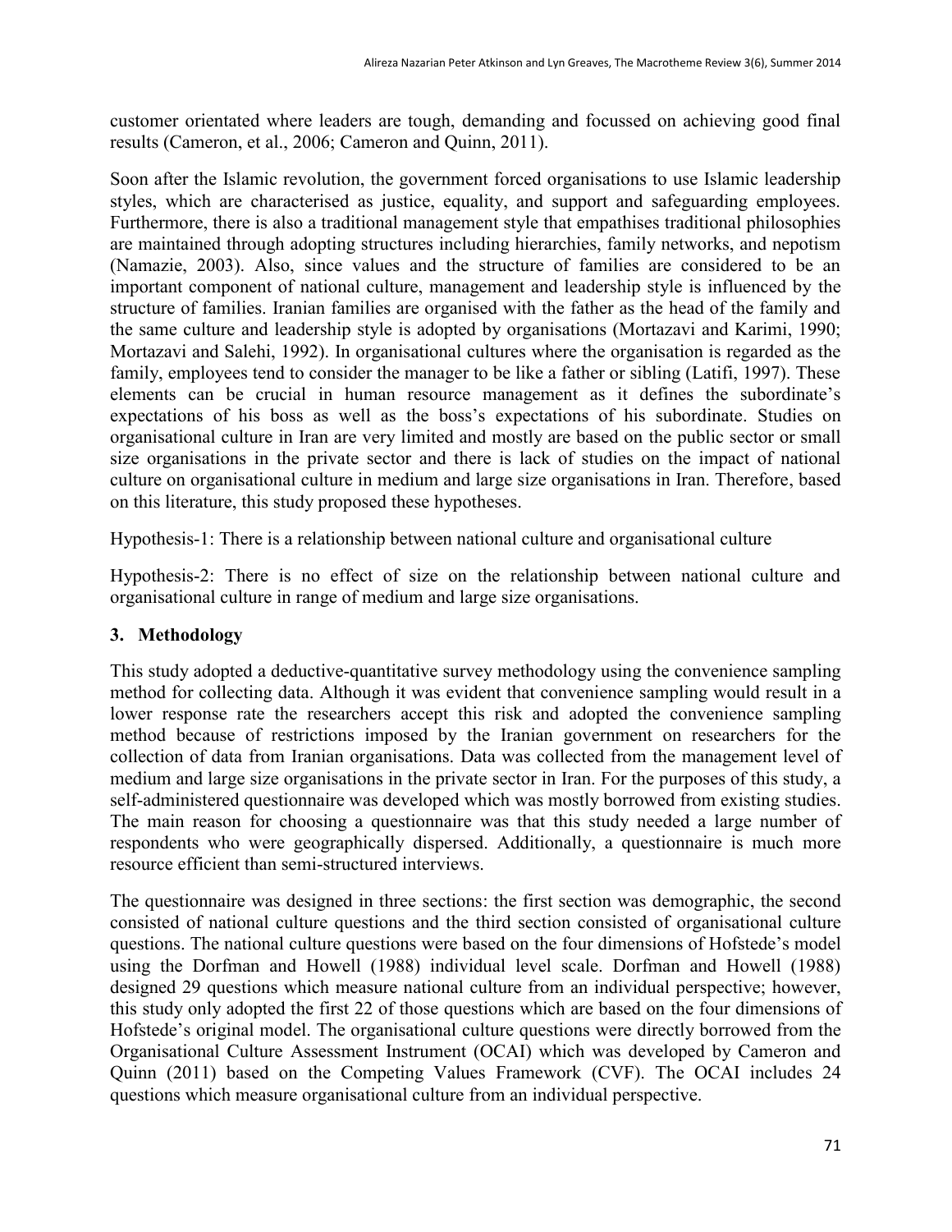customer orientated where leaders are tough, demanding and focussed on achieving good final results (Cameron, et al., 2006; Cameron and Quinn, 2011).

Soon after the Islamic revolution, the government forced organisations to use Islamic leadership styles, which are characterised as justice, equality, and support and safeguarding employees. Furthermore, there is also a traditional management style that empathises traditional philosophies are maintained through adopting structures including hierarchies, family networks, and nepotism (Namazie, 2003). Also, since values and the structure of families are considered to be an important component of national culture, management and leadership style is influenced by the structure of families. Iranian families are organised with the father as the head of the family and the same culture and leadership style is adopted by organisations (Mortazavi and Karimi, 1990; Mortazavi and Salehi, 1992). In organisational cultures where the organisation is regarded as the family, employees tend to consider the manager to be like a father or sibling (Latifi, 1997). These elements can be crucial in human resource management as it defines the subordinate's expectations of his boss as well as the boss's expectations of his subordinate. Studies on organisational culture in Iran are very limited and mostly are based on the public sector or small size organisations in the private sector and there is lack of studies on the impact of national culture on organisational culture in medium and large size organisations in Iran. Therefore, based on this literature, this study proposed these hypotheses.

Hypothesis-1: There is a relationship between national culture and organisational culture

Hypothesis-2: There is no effect of size on the relationship between national culture and organisational culture in range of medium and large size organisations.

## 3. Methodology

This study adopted a deductive-quantitative survey methodology using the convenience sampling method for collecting data. Although it was evident that convenience sampling would result in a lower response rate the researchers accept this risk and adopted the convenience sampling method because of restrictions imposed by the Iranian government on researchers for the collection of data from Iranian organisations. Data was collected from the management level of medium and large size organisations in the private sector in Iran. For the purposes of this study, a self-administered questionnaire was developed which was mostly borrowed from existing studies. The main reason for choosing a questionnaire was that this study needed a large number of respondents who were geographically dispersed. Additionally, a questionnaire is much more resource efficient than semi-structured interviews.

The questionnaire was designed in three sections: the first section was demographic, the second consisted of national culture questions and the third section consisted of organisational culture questions. The national culture questions were based on the four dimensions of Hofstede's model using the Dorfman and Howell (1988) individual level scale. Dorfman and Howell (1988) designed 29 questions which measure national culture from an individual perspective; however, this study only adopted the first 22 of those questions which are based on the four dimensions of Hofstede's original model. The organisational culture questions were directly borrowed from the Organisational Culture Assessment Instrument (OCAI) which was developed by Cameron and Quinn (2011) based on the Competing Values Framework (CVF). The OCAI includes 24 questions which measure organisational culture from an individual perspective.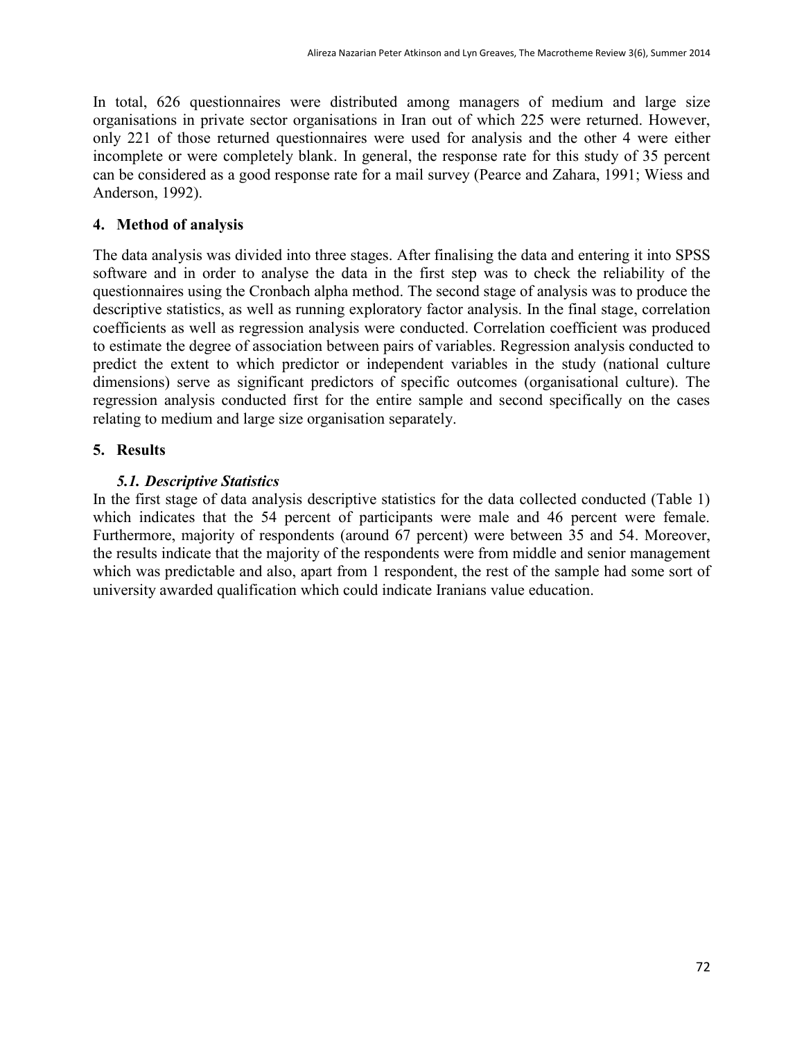In total, 626 questionnaires were distributed among managers of medium and large size organisations in private sector organisations in Iran out of which 225 were returned. However, only 221 of those returned questionnaires were used for analysis and the other 4 were either incomplete or were completely blank. In general, the response rate for this study of 35 percent can be considered as a good response rate for a mail survey (Pearce and Zahara, 1991; Wiess and Anderson, 1992).

## 4. Method of analysis

The data analysis was divided into three stages. After finalising the data and entering it into SPSS software and in order to analyse the data in the first step was to check the reliability of the questionnaires using the Cronbach alpha method. The second stage of analysis was to produce the descriptive statistics, as well as running exploratory factor analysis. In the final stage, correlation coefficients as well as regression analysis were conducted. Correlation coefficient was produced to estimate the degree of association between pairs of variables. Regression analysis conducted to predict the extent to which predictor or independent variables in the study (national culture dimensions) serve as significant predictors of specific outcomes (organisational culture). The regression analysis conducted first for the entire sample and second specifically on the cases relating to medium and large size organisation separately.

## 5. Results

### *5.1. Descriptive Statistics*

In the first stage of data analysis descriptive statistics for the data collected conducted (Table 1) which indicates that the 54 percent of participants were male and 46 percent were female. Furthermore, majority of respondents (around 67 percent) were between 35 and 54. Moreover, the results indicate that the majority of the respondents were from middle and senior management which was predictable and also, apart from 1 respondent, the rest of the sample had some sort of university awarded qualification which could indicate Iranians value education.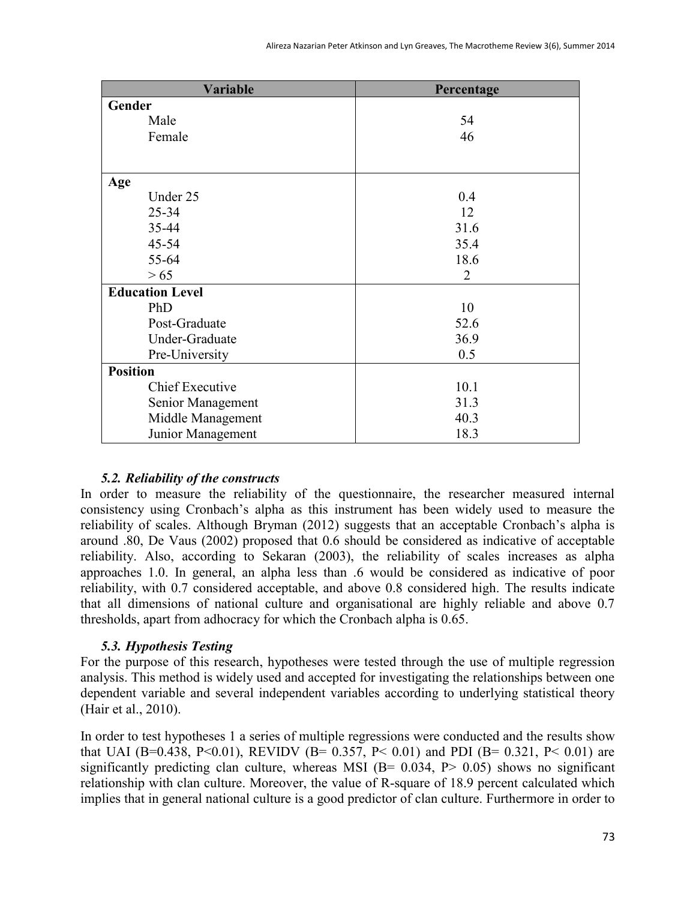| Variable | Percentage |
|---|---|
| **Gender** | |
| Male | 54 |
| Female | 46 |
| **Age** | |
| Under 25 | 0.4 |
| 25-34 | 12 |
| 35-44 | 31.6 |
| 45-54 | 35.4 |
| 55-64 | 18.6 |
| > 65 | 2 |
| **Education Level** | |
| PhD | 10 |
| Post-Graduate | 52.6 |
| Under-Graduate | 36.9 |
| Pre-University | 0.5 |
| **Position** | |
| Chief Executive | 10.1 |
| Senior Management | 31.3 |
| Middle Management | 40.3 |
| Junior Management | 18.3 |

### *5.2. Reliability of the constructs*

In order to measure the reliability of the questionnaire, the researcher measured internal consistency using Cronbach's alpha as this instrument has been widely used to measure the reliability of scales. Although Bryman (2012) suggests that an acceptable Cronbach's alpha is around .80, De Vaus (2002) proposed that 0.6 should be considered as indicative of acceptable reliability. Also, according to Sekaran (2003), the reliability of scales increases as alpha approaches 1.0. In general, an alpha less than .6 would be considered as indicative of poor reliability, with 0.7 considered acceptable, and above 0.8 considered high. The results indicate that all dimensions of national culture and organisational are highly reliable and above 0.7 thresholds, apart from adhocracy for which the Cronbach alpha is 0.65.

### *5.3. Hypothesis Testing*

For the purpose of this research, hypotheses were tested through the use of multiple regression analysis. This method is widely used and accepted for investigating the relationships between one dependent variable and several independent variables according to underlying statistical theory (Hair et al., 2010).

In order to test hypotheses 1 a series of multiple regressions were conducted and the results show that UAI ($B=0.438$, $P<0.01$), REVIDV ($B= 0.357$, $P< 0.01$) and PDI ($B= 0.321$, $P< 0.01$) are significantly predicting clan culture, whereas MSI ($B= 0.034$, $P> 0.05$) shows no significant relationship with clan culture. Moreover, the value of R-square of 18.9 percent calculated which implies that in general national culture is a good predictor of clan culture. Furthermore in order to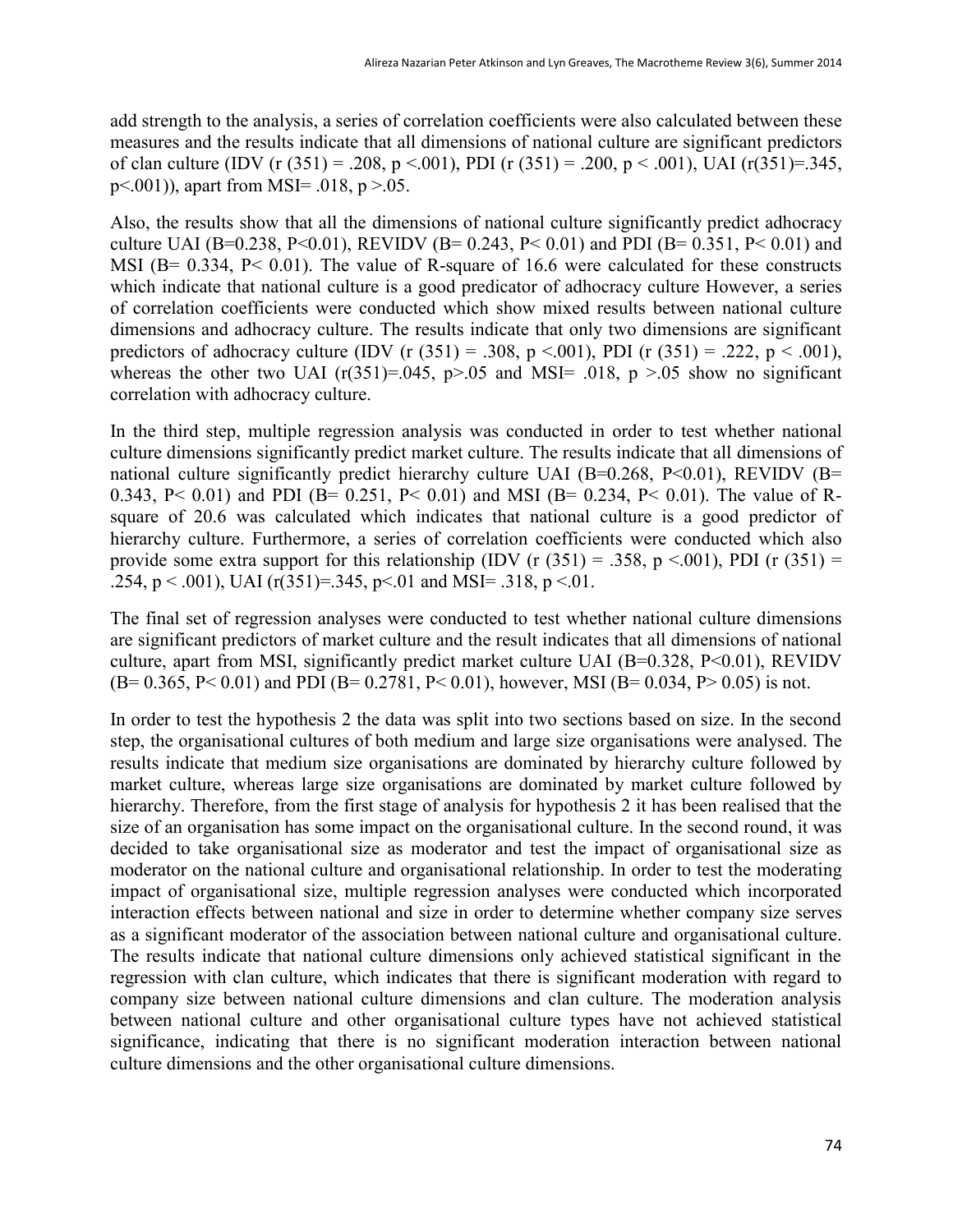add strength to the analysis, a series of correlation coefficients were also calculated between these measures and the results indicate that all dimensions of national culture are significant predictors of clan culture (IDV ($r$ (351) = .208, $p$ <.001), PDI ($r$ (351) = .200, $p$ < .001), UAI ($r$(351)=.345, $p$<.001)), apart from MSI= .018, $p$ >.05.

Also, the results show that all the dimensions of national culture significantly predict adhocracy culture UAI (B=0.238, P<0.01), REVIDV (B= 0.243, P< 0.01) and PDI (B= 0.351, P< 0.01) and MSI (B= 0.334, P< 0.01). The value of R-square of 16.6 were calculated for these constructs which indicate that national culture is a good predicator of adhocracy culture However, a series of correlation coefficients were conducted which show mixed results between national culture dimensions and adhocracy culture. The results indicate that only two dimensions are significant predictors of adhocracy culture (IDV ($r$ (351) = .308, $p$ <.001), PDI ($r$ (351) = .222, $p$ < .001), whereas the other two UAI ($r$(351)=.045, $p$>.05 and MSI= .018, $p$ >.05 show no significant correlation with adhocracy culture.

In the third step, multiple regression analysis was conducted in order to test whether national culture dimensions significantly predict market culture. The results indicate that all dimensions of national culture significantly predict hierarchy culture UAI (B=0.268, P<0.01), REVIDV (B= 0.343, P< 0.01) and PDI (B= 0.251, P< 0.01) and MSI (B= 0.234, P< 0.01). The value of R-square of 20.6 was calculated which indicates that national culture is a good predictor of hierarchy culture. Furthermore, a series of correlation coefficients were conducted which also provide some extra support for this relationship (IDV ($r$ (351) = .358, $p$ <.001), PDI ($r$ (351) = .254, $p$ < .001), UAI ($r$(351)=.345, $p$<.01 and MSI= .318, $p$ <.01.

The final set of regression analyses were conducted to test whether national culture dimensions are significant predictors of market culture and the result indicates that all dimensions of national culture, apart from MSI, significantly predict market culture UAI (B=0.328, P<0.01), REVIDV (B= 0.365, P< 0.01) and PDI (B= 0.2781, P< 0.01), however, MSI (B= 0.034, P> 0.05) is not.

In order to test the hypothesis 2 the data was split into two sections based on size. In the second step, the organisational cultures of both medium and large size organisations were analysed. The results indicate that medium size organisations are dominated by hierarchy culture followed by market culture, whereas large size organisations are dominated by market culture followed by hierarchy. Therefore, from the first stage of analysis for hypothesis 2 it has been realised that the size of an organisation has some impact on the organisational culture. In the second round, it was decided to take organisational size as moderator and test the impact of organisational size as moderator on the national culture and organisational relationship. In order to test the moderating impact of organisational size, multiple regression analyses were conducted which incorporated interaction effects between national and size in order to determine whether company size serves as a significant moderator of the association between national culture and organisational culture. The results indicate that national culture dimensions only achieved statistical significant in the regression with clan culture, which indicates that there is significant moderation with regard to company size between national culture dimensions and clan culture. The moderation analysis between national culture and other organisational culture types have not achieved statistical significance, indicating that there is no significant moderation interaction between national culture dimensions and the other organisational culture dimensions.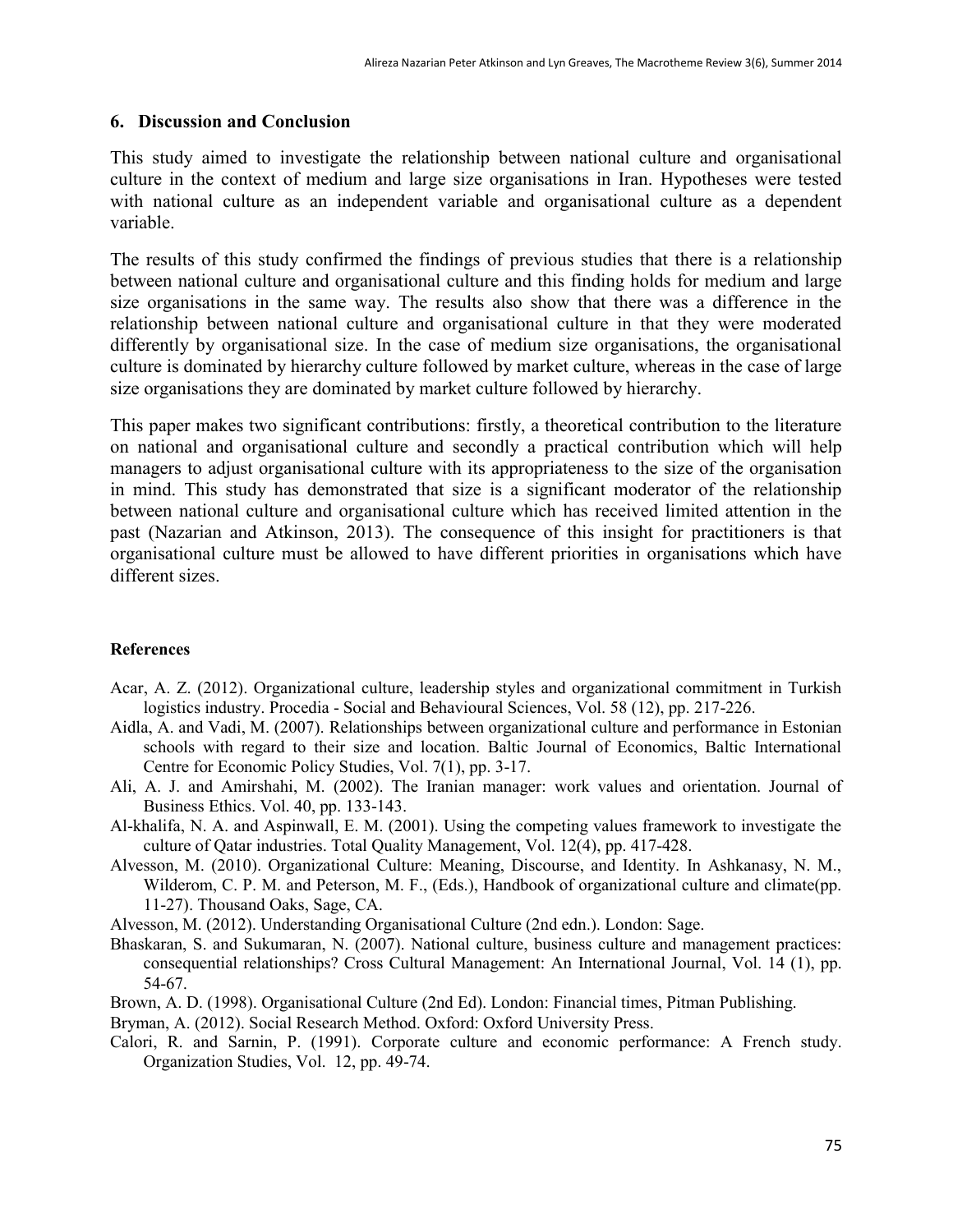## 6. Discussion and Conclusion

This study aimed to investigate the relationship between national culture and organisational culture in the context of medium and large size organisations in Iran. Hypotheses were tested with national culture as an independent variable and organisational culture as a dependent variable.

The results of this study confirmed the findings of previous studies that there is a relationship between national culture and organisational culture and this finding holds for medium and large size organisations in the same way. The results also show that there was a difference in the relationship between national culture and organisational culture in that they were moderated differently by organisational size. In the case of medium size organisations, the organisational culture is dominated by hierarchy culture followed by market culture, whereas in the case of large size organisations they are dominated by market culture followed by hierarchy.

This paper makes two significant contributions: firstly, a theoretical contribution to the literature on national and organisational culture and secondly a practical contribution which will help managers to adjust organisational culture with its appropriateness to the size of the organisation in mind. This study has demonstrated that size is a significant moderator of the relationship between national culture and organisational culture which has received limited attention in the past (Nazarian and Atkinson, 2013). The consequence of this insight for practitioners is that organisational culture must be allowed to have different priorities in organisations which have different sizes.

### References

Acar, A. Z. (2012). Organizational culture, leadership styles and organizational commitment in Turkish logistics industry. Procedia - Social and Behavioural Sciences, Vol. 58 (12), pp. 217-226.

Aidla, A. and Vadi, M. (2007). Relationships between organizational culture and performance in Estonian schools with regard to their size and location. Baltic Journal of Economics, Baltic International Centre for Economic Policy Studies, Vol. 7(1), pp. 3-17.

Ali, A. J. and Amirshahi, M. (2002). The Iranian manager: work values and orientation. Journal of Business Ethics. Vol. 40, pp. 133-143.

Al-khalifa, N. A. and Aspinwall, E. M. (2001). Using the competing values framework to investigate the culture of Qatar industries. Total Quality Management, Vol. 12(4), pp. 417-428.

Alvesson, M. (2010). Organizational Culture: Meaning, Discourse, and Identity. In Ashkanasy, N. M., Wilderom, C. P. M. and Peterson, M. F., (Eds.), Handbook of organizational culture and climate(pp. 11-27). Thousand Oaks, Sage, CA.

Alvesson, M. (2012). Understanding Organisational Culture (2nd edn.). London: Sage.

Bhaskaran, S. and Sukumaran, N. (2007). National culture, business culture and management practices: consequential relationships? Cross Cultural Management: An International Journal, Vol. 14 (1), pp. 54-67.

Brown, A. D. (1998). Organisational Culture (2nd Ed). London: Financial times, Pitman Publishing.

Bryman, A. (2012). Social Research Method. Oxford: Oxford University Press.

Calori, R. and Sarnin, P. (1991). Corporate culture and economic performance: A French study. Organization Studies, Vol. 12, pp. 49-74.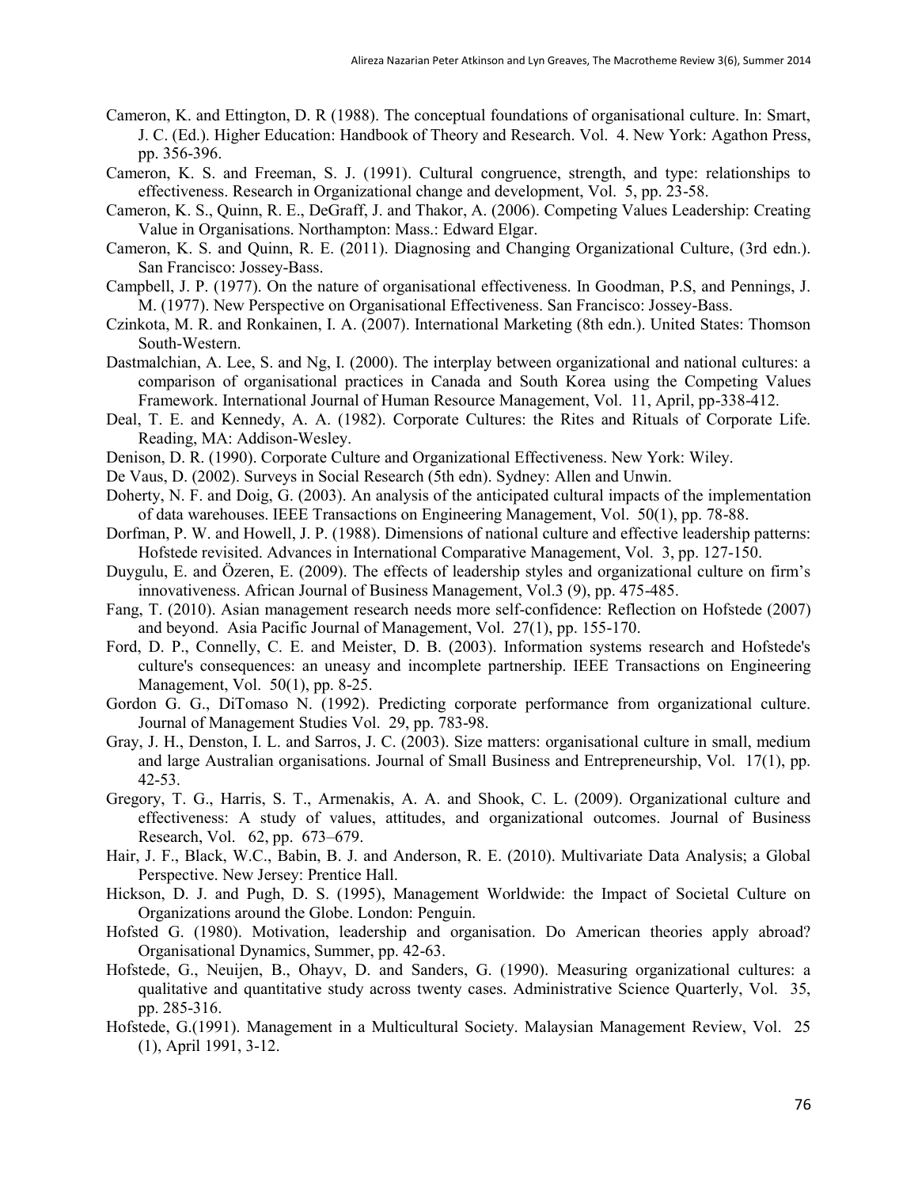Cameron, K. and Ettington, D. R (1988). The conceptual foundations of organisational culture. In: Smart, J. C. (Ed.). Higher Education: Handbook of Theory and Research. Vol. 4. New York: Agathon Press, pp. 356-396.

Cameron, K. S. and Freeman, S. J. (1991). Cultural congruence, strength, and type: relationships to effectiveness. Research in Organizational change and development, Vol. 5, pp. 23-58.

Cameron, K. S., Quinn, R. E., DeGraff, J. and Thakor, A. (2006). Competing Values Leadership: Creating Value in Organisations. Northampton: Mass.: Edward Elgar.

Cameron, K. S. and Quinn, R. E. (2011). Diagnosing and Changing Organizational Culture, (3rd edn.). San Francisco: Jossey-Bass.

Campbell, J. P. (1977). On the nature of organisational effectiveness. In Goodman, P.S, and Pennings, J. M. (1977). New Perspective on Organisational Effectiveness. San Francisco: Jossey-Bass.

Czinkota, M. R. and Ronkainen, I. A. (2007). International Marketing (8th edn.). United States: Thomson South-Western.

Dastmalchian, A. Lee, S. and Ng, I. (2000). The interplay between organizational and national cultures: a comparison of organisational practices in Canada and South Korea using the Competing Values Framework. International Journal of Human Resource Management, Vol. 11, April, pp-338-412.

Deal, T. E. and Kennedy, A. A. (1982). Corporate Cultures: the Rites and Rituals of Corporate Life. Reading, MA: Addison-Wesley.

Denison, D. R. (1990). Corporate Culture and Organizational Effectiveness. New York: Wiley.

De Vaus, D. (2002). Surveys in Social Research (5th edn). Sydney: Allen and Unwin.

Doherty, N. F. and Doig, G. (2003). An analysis of the anticipated cultural impacts of the implementation of data warehouses. IEEE Transactions on Engineering Management, Vol. 50(1), pp. 78-88.

Dorfman, P. W. and Howell, J. P. (1988). Dimensions of national culture and effective leadership patterns: Hofstede revisited. Advances in International Comparative Management, Vol. 3, pp. 127-150.

Duygulu, E. and Özeren, E. (2009). The effects of leadership styles and organizational culture on firm's innovativeness. African Journal of Business Management, Vol.3 (9), pp. 475-485.

Fang, T. (2010). Asian management research needs more self-confidence: Reflection on Hofstede (2007) and beyond. Asia Pacific Journal of Management, Vol. 27(1), pp. 155-170.

Ford, D. P., Connelly, C. E. and Meister, D. B. (2003). Information systems research and Hofstede's culture's consequences: an uneasy and incomplete partnership. IEEE Transactions on Engineering Management, Vol. 50(1), pp. 8-25.

Gordon G. G., DiTomaso N. (1992). Predicting corporate performance from organizational culture. Journal of Management Studies Vol. 29, pp. 783-98.

Gray, J. H., Denston, I. L. and Sarros, J. C. (2003). Size matters: organisational culture in small, medium and large Australian organisations. Journal of Small Business and Entrepreneurship, Vol. 17(1), pp. 42-53.

Gregory, T. G., Harris, S. T., Armenakis, A. A. and Shook, C. L. (2009). Organizational culture and effectiveness: A study of values, attitudes, and organizational outcomes. Journal of Business Research, Vol. 62, pp. 673–679.

Hair, J. F., Black, W.C., Babin, B. J. and Anderson, R. E. (2010). Multivariate Data Analysis; a Global Perspective. New Jersey: Prentice Hall.

Hickson, D. J. and Pugh, D. S. (1995), Management Worldwide: the Impact of Societal Culture on Organizations around the Globe. London: Penguin.

Hofsted G. (1980). Motivation, leadership and organisation. Do American theories apply abroad? Organisational Dynamics, Summer, pp. 42-63.

Hofstede, G., Neuijen, B., Ohayv, D. and Sanders, G. (1990). Measuring organizational cultures: a qualitative and quantitative study across twenty cases. Administrative Science Quarterly, Vol. 35, pp. 285-316.

Hofstede, G.(1991). Management in a Multicultural Society. Malaysian Management Review, Vol. 25 (1), April 1991, 3-12.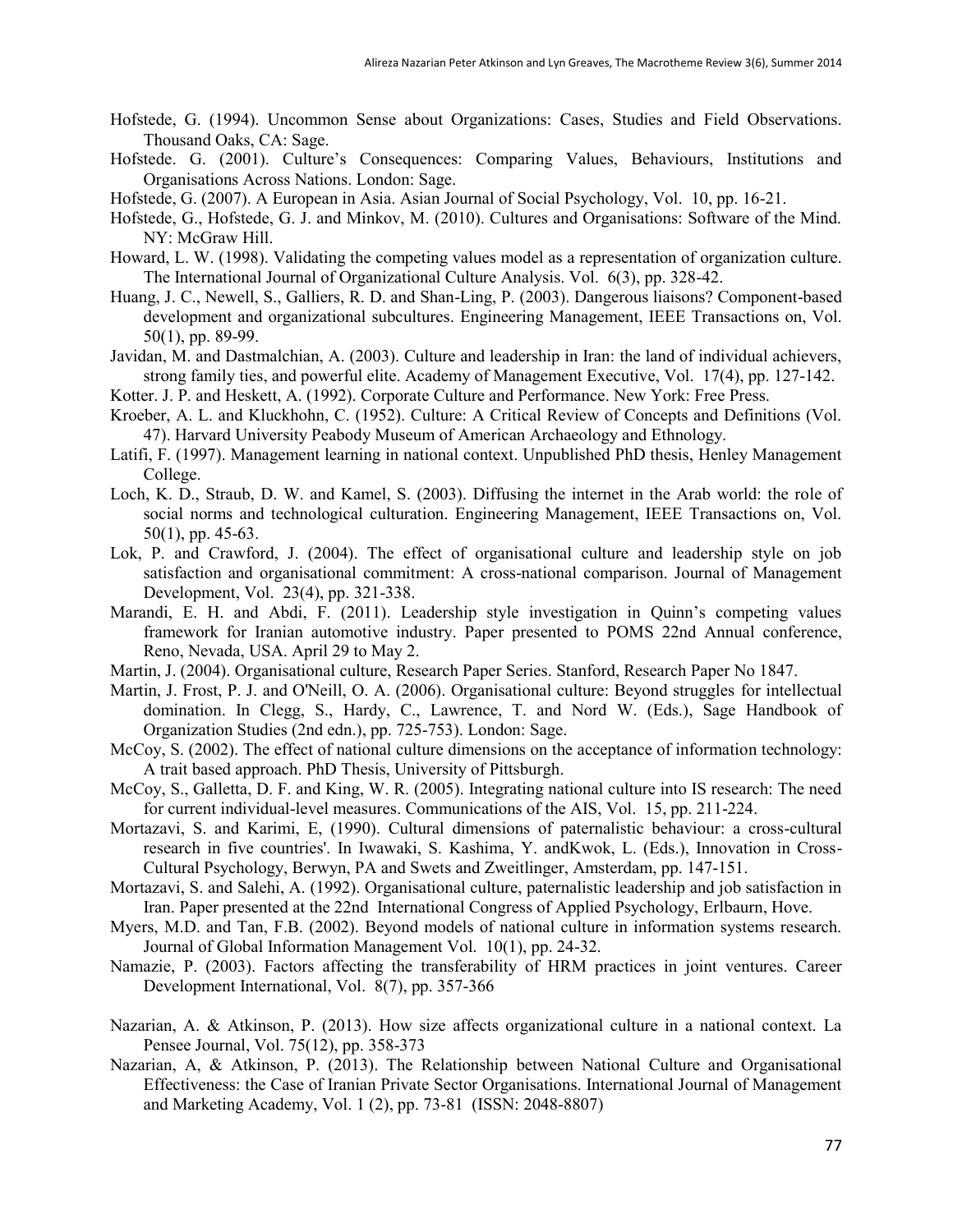Hofstede, G. (1994). Uncommon Sense about Organizations: Cases, Studies and Field Observations. Thousand Oaks, CA: Sage.

Hofstede. G. (2001). Culture's Consequences: Comparing Values, Behaviours, Institutions and Organisations Across Nations. London: Sage.

Hofstede, G. (2007). A European in Asia. Asian Journal of Social Psychology, Vol. 10, pp. 16-21.

Hofstede, G., Hofstede, G. J. and Minkov, M. (2010). Cultures and Organisations: Software of the Mind. NY: McGraw Hill.

Howard, L. W. (1998). Validating the competing values model as a representation of organization culture. The International Journal of Organizational Culture Analysis. Vol. 6(3), pp. 328-42.

Huang, J. C., Newell, S., Galliers, R. D. and Shan-Ling, P. (2003). Dangerous liaisons? Component-based development and organizational subcultures. Engineering Management, IEEE Transactions on, Vol. 50(1), pp. 89-99.

Javidan, M. and Dastmalchian, A. (2003). Culture and leadership in Iran: the land of individual achievers, strong family ties, and powerful elite. Academy of Management Executive, Vol. 17(4), pp. 127-142.

Kotter. J. P. and Heskett, A. (1992). Corporate Culture and Performance. New York: Free Press.

Kroeber, A. L. and Kluckhohn, C. (1952). Culture: A Critical Review of Concepts and Definitions (Vol. 47). Harvard University Peabody Museum of American Archaeology and Ethnology.

Latifi, F. (1997). Management learning in national context. Unpublished PhD thesis, Henley Management College.

Loch, K. D., Straub, D. W. and Kamel, S. (2003). Diffusing the internet in the Arab world: the role of social norms and technological culturation. Engineering Management, IEEE Transactions on, Vol. 50(1), pp. 45-63.

Lok, P. and Crawford, J. (2004). The effect of organisational culture and leadership style on job satisfaction and organisational commitment: A cross-national comparison. Journal of Management Development, Vol. 23(4), pp. 321-338.

Marandi, E. H. and Abdi, F. (2011). Leadership style investigation in Quinn's competing values framework for Iranian automotive industry. Paper presented to POMS 22nd Annual conference, Reno, Nevada, USA. April 29 to May 2.

Martin, J. (2004). Organisational culture, Research Paper Series. Stanford, Research Paper No 1847.

Martin, J. Frost, P. J. and O'Neill, O. A. (2006). Organisational culture: Beyond struggles for intellectual domination. In Clegg, S., Hardy, C., Lawrence, T. and Nord W. (Eds.), Sage Handbook of Organization Studies (2nd edn.), pp. 725-753). London: Sage.

McCoy, S. (2002). The effect of national culture dimensions on the acceptance of information technology: A trait based approach. PhD Thesis, University of Pittsburgh.

McCoy, S., Galletta, D. F. and King, W. R. (2005). Integrating national culture into IS research: The need for current individual-level measures. Communications of the AIS, Vol. 15, pp. 211-224.

Mortazavi, S. and Karimi, E, (1990). Cultural dimensions of paternalistic behaviour: a cross-cultural research in five countries'. In Iwawaki, S. Kashima, Y. andKwok, L. (Eds.), Innovation in Cross-Cultural Psychology, Berwyn, PA and Swets and Zweitlinger, Amsterdam, pp. 147-151.

Mortazavi, S. and Salehi, A. (1992). Organisational culture, paternalistic leadership and job satisfaction in Iran. Paper presented at the 22nd International Congress of Applied Psychology, Erlbaurn, Hove.

Myers, M.D. and Tan, F.B. (2002). Beyond models of national culture in information systems research. Journal of Global Information Management Vol. 10(1), pp. 24-32.

Namazie, P. (2003). Factors affecting the transferability of HRM practices in joint ventures. Career Development International, Vol. 8(7), pp. 357-366

Nazarian, A. & Atkinson, P. (2013). How size affects organizational culture in a national context. La Pensee Journal, Vol. 75(12), pp. 358-373

Nazarian, A, & Atkinson, P. (2013). The Relationship between National Culture and Organisational Effectiveness: the Case of Iranian Private Sector Organisations. International Journal of Management and Marketing Academy, Vol. 1 (2), pp. 73-81 (ISSN: 2048-8807)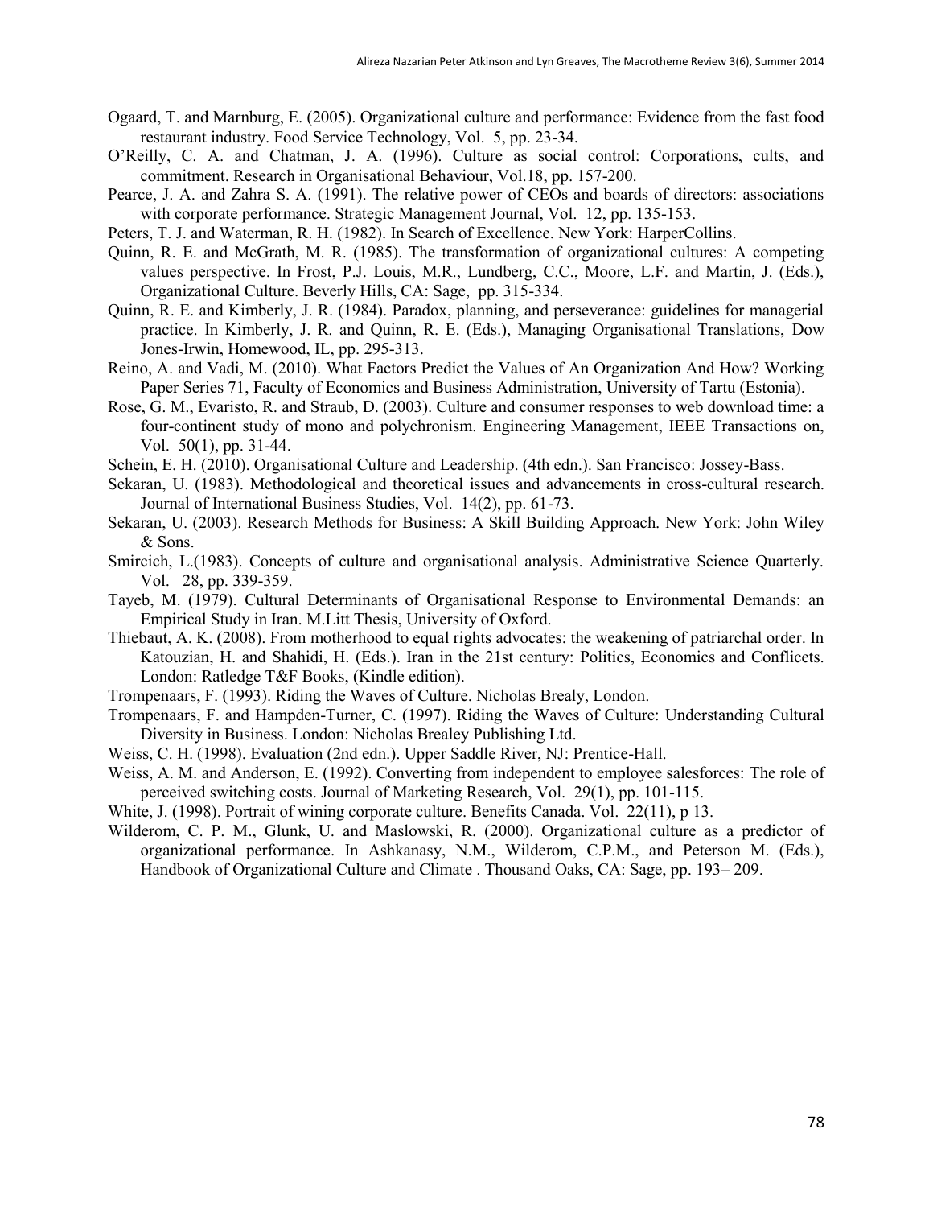Ogaard, T. and Marnburg, E. (2005). Organizational culture and performance: Evidence from the fast food restaurant industry. Food Service Technology, Vol. 5, pp. 23-34.

O'Reilly, C. A. and Chatman, J. A. (1996). Culture as social control: Corporations, cults, and commitment. Research in Organisational Behaviour, Vol.18, pp. 157-200.

Pearce, J. A. and Zahra S. A. (1991). The relative power of CEOs and boards of directors: associations with corporate performance. Strategic Management Journal, Vol. 12, pp. 135-153.

Peters, T. J. and Waterman, R. H. (1982). In Search of Excellence. New York: HarperCollins.

Quinn, R. E. and McGrath, M. R. (1985). The transformation of organizational cultures: A competing values perspective. In Frost, P.J. Louis, M.R., Lundberg, C.C., Moore, L.F. and Martin, J. (Eds.), Organizational Culture. Beverly Hills, CA: Sage, pp. 315-334.

Quinn, R. E. and Kimberly, J. R. (1984). Paradox, planning, and perseverance: guidelines for managerial practice. In Kimberly, J. R. and Quinn, R. E. (Eds.), Managing Organisational Translations, Dow Jones-Irwin, Homewood, IL, pp. 295-313.

Reino, A. and Vadi, M. (2010). What Factors Predict the Values of An Organization And How? Working Paper Series 71, Faculty of Economics and Business Administration, University of Tartu (Estonia).

Rose, G. M., Evaristo, R. and Straub, D. (2003). Culture and consumer responses to web download time: a four-continent study of mono and polychronism. Engineering Management, IEEE Transactions on, Vol. 50(1), pp. 31-44.

Schein, E. H. (2010). Organisational Culture and Leadership. (4th edn.). San Francisco: Jossey-Bass.

Sekaran, U. (1983). Methodological and theoretical issues and advancements in cross-cultural research. Journal of International Business Studies, Vol. 14(2), pp. 61-73.

Sekaran, U. (2003). Research Methods for Business: A Skill Building Approach. New York: John Wiley & Sons.

Smircich, L.(1983). Concepts of culture and organisational analysis. Administrative Science Quarterly. Vol. 28, pp. 339-359.

Tayeb, M. (1979). Cultural Determinants of Organisational Response to Environmental Demands: an Empirical Study in Iran. M.Litt Thesis, University of Oxford.

Thiebaut, A. K. (2008). From motherhood to equal rights advocates: the weakening of patriarchal order. In Katouzian, H. and Shahidi, H. (Eds.). Iran in the 21st century: Politics, Economics and Conflicets. London: Ratledge T&F Books, (Kindle edition).

Trompenaars, F. (1993). Riding the Waves of Culture. Nicholas Brealy, London.

Trompenaars, F. and Hampden-Turner, C. (1997). Riding the Waves of Culture: Understanding Cultural Diversity in Business. London: Nicholas Brealey Publishing Ltd.

Weiss, C. H. (1998). Evaluation (2nd edn.). Upper Saddle River, NJ: Prentice-Hall.

Weiss, A. M. and Anderson, E. (1992). Converting from independent to employee salesforces: The role of perceived switching costs. Journal of Marketing Research, Vol. 29(1), pp. 101-115.

White, J. (1998). Portrait of wining corporate culture. Benefits Canada. Vol. 22(11), p 13.

Wilderom, C. P. M., Glunk, U. and Maslowski, R. (2000). Organizational culture as a predictor of organizational performance. In Ashkanasy, N.M., Wilderom, C.P.M., and Peterson M. (Eds.), Handbook of Organizational Culture and Climate . Thousand Oaks, CA: Sage, pp. 193– 209.